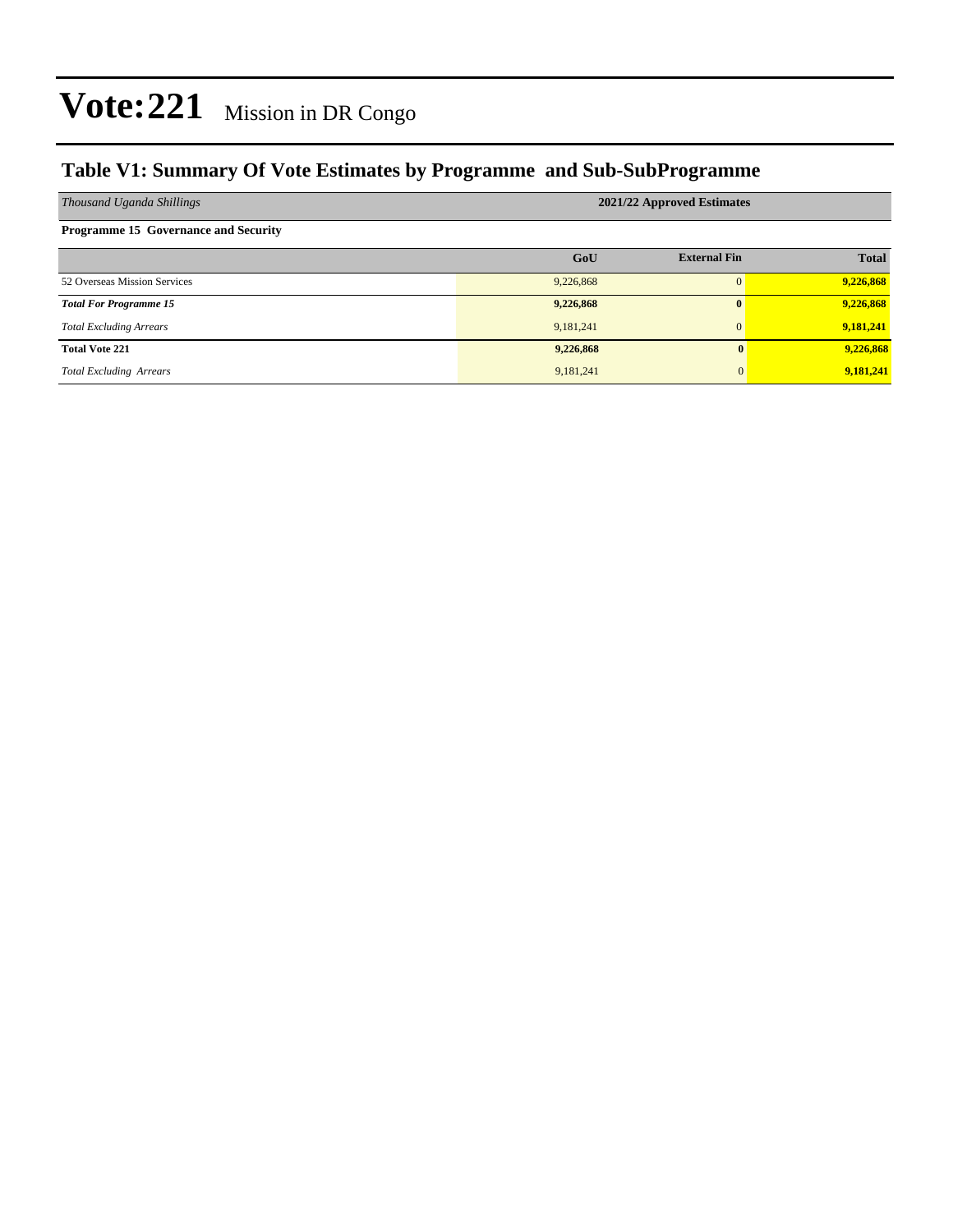# Vote:221 Mission in DR Congo

## Table V1: Summary Of Vote Estimates by Programme and Sub-SubProgramme

| *Thousand Uganda Shillings* | 2021/22 Approved Estimates | | |
|---|---|---|---|
| **Programme 15 Governance and Security** | | | |
| | **GoU** | **External Fin** | **Total** |
| 52 Overseas Mission Services | 9,226,868 | 0 | **9,226,868** |
| ***Total For Programme 15*** | **9,226,868** | **0** | **9,226,868** |
| *Total Excluding Arrears* | 9,181,241 | 0 | **9,181,241** |
| **Total Vote 221** | **9,226,868** | **0** | **9,226,868** |
| *Total Excluding Arrears* | 9,181,241 | 0 | **9,181,241** |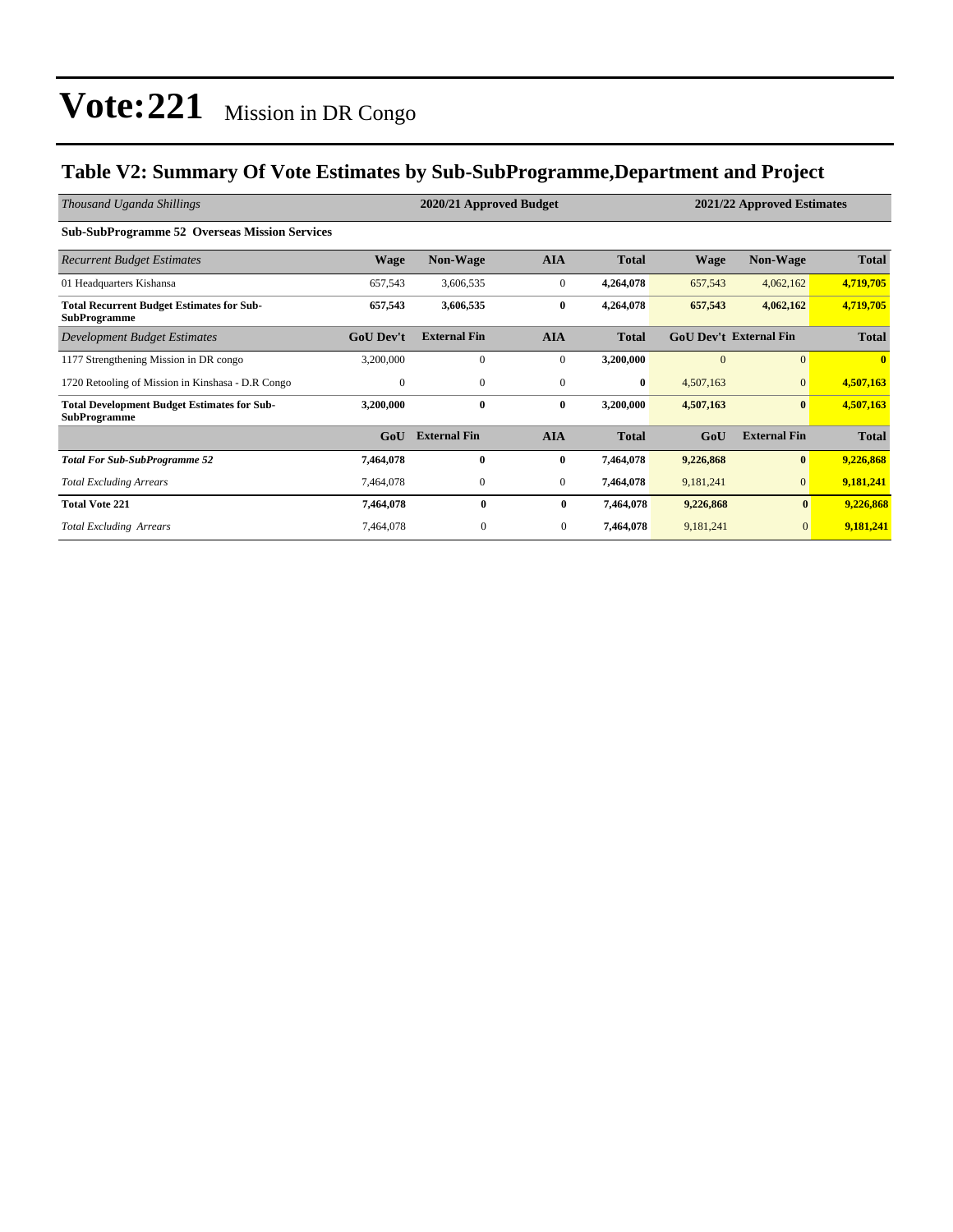# Vote:221 Mission in DR Congo

## Table V2: Summary Of Vote Estimates by Sub-SubProgramme,Department and Project

| *Thousand Uganda Shillings* | 2020/21 Approved Budget | | | | 2021/22 Approved Estimates | | |
|---|---|---|---|---|---|---|---|
| **Sub-SubProgramme 52 Overseas Mission Services** | | | | | | | |
| *Recurrent Budget Estimates* | **Wage** | **Non-Wage** | **AIA** | **Total** | **Wage** | **Non-Wage** | **Total** |
| 01 Headquarters Kishansa | 657,543 | 3,606,535 | 0 | **4,264,078** | 657,543 | 4,062,162 | **4,719,705** |
| **Total Recurrent Budget Estimates for Sub-SubProgramme** | **657,543** | **3,606,535** | **0** | **4,264,078** | **657,543** | **4,062,162** | **4,719,705** |
| *Development Budget Estimates* | **GoU Dev't** | **External Fin** | **AIA** | **Total** | **GoU Dev't** | **External Fin** | **Total** |
| 1177 Strengthening Mission in DR congo | 3,200,000 | 0 | 0 | **3,200,000** | 0 | 0 | **0** |
| 1720 Retooling of Mission in Kinshasa - D.R Congo | 0 | 0 | 0 | **0** | 4,507,163 | 0 | **4,507,163** |
| **Total Development Budget Estimates for Sub-SubProgramme** | **3,200,000** | **0** | **0** | **3,200,000** | **4,507,163** | **0** | **4,507,163** |
| | **GoU** | **External Fin** | **AIA** | **Total** | **GoU** | **External Fin** | **Total** |
| ***Total For Sub-SubProgramme 52*** | **7,464,078** | **0** | **0** | **7,464,078** | **9,226,868** | **0** | **9,226,868** |
| *Total Excluding Arrears* | 7,464,078 | 0 | 0 | **7,464,078** | 9,181,241 | 0 | **9,181,241** |
| **Total Vote 221** | **7,464,078** | **0** | **0** | **7,464,078** | **9,226,868** | **0** | **9,226,868** |
| *Total Excluding Arrears* | 7,464,078 | 0 | 0 | **7,464,078** | 9,181,241 | 0 | **9,181,241** |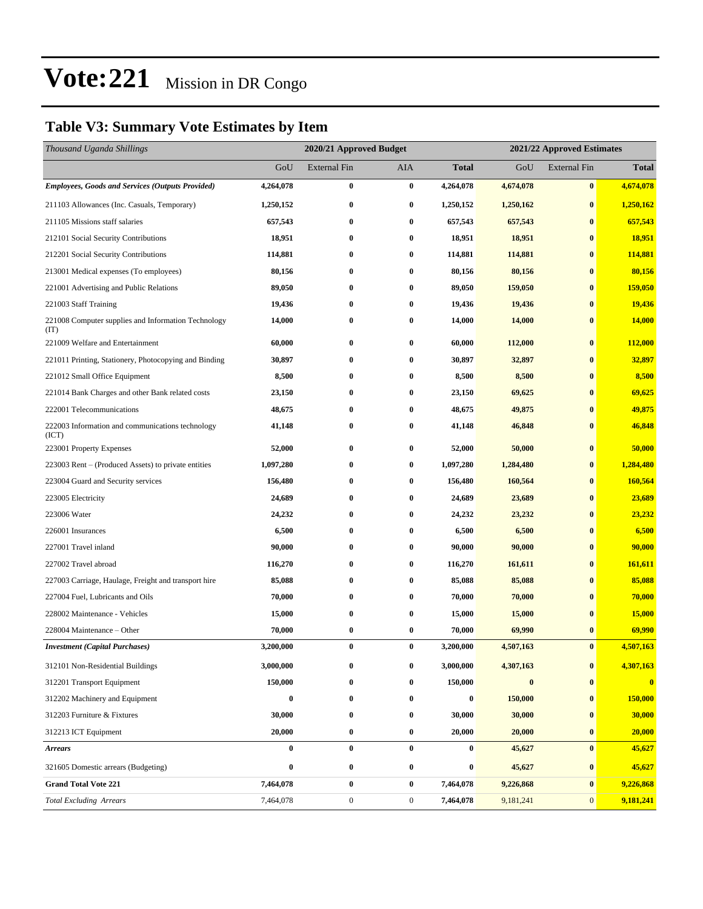# Vote:221 Mission in DR Congo

## Table V3: Summary Vote Estimates by Item

| *Thousand Uganda Shillings* | 2020/21 Approved Budget | | | | 2021/22 Approved Estimates | | |
|---|---|---|---|---|---|---|---|
| | GoU | External Fin | AIA | **Total** | GoU | External Fin | **Total** |
| ***Employees, Goods and Services (Outputs Provided)*** | **4,264,078** | **0** | **0** | **4,264,078** | **4,674,078** | **0** | **4,674,078** |
| 211103 Allowances (Inc. Casuals, Temporary) | **1,250,152** | **0** | **0** | **1,250,152** | **1,250,162** | **0** | **1,250,162** |
| 211105 Missions staff salaries | **657,543** | **0** | **0** | **657,543** | **657,543** | **0** | **657,543** |
| 212101 Social Security Contributions | **18,951** | **0** | **0** | **18,951** | **18,951** | **0** | **18,951** |
| 212201 Social Security Contributions | **114,881** | **0** | **0** | **114,881** | **114,881** | **0** | **114,881** |
| 213001 Medical expenses (To employees) | **80,156** | **0** | **0** | **80,156** | **80,156** | **0** | **80,156** |
| 221001 Advertising and Public Relations | **89,050** | **0** | **0** | **89,050** | **159,050** | **0** | **159,050** |
| 221003 Staff Training | **19,436** | **0** | **0** | **19,436** | **19,436** | **0** | **19,436** |
| 221008 Computer supplies and Information Technology (IT) | **14,000** | **0** | **0** | **14,000** | **14,000** | **0** | **14,000** |
| 221009 Welfare and Entertainment | **60,000** | **0** | **0** | **60,000** | **112,000** | **0** | **112,000** |
| 221011 Printing, Stationery, Photocopying and Binding | **30,897** | **0** | **0** | **30,897** | **32,897** | **0** | **32,897** |
| 221012 Small Office Equipment | **8,500** | **0** | **0** | **8,500** | **8,500** | **0** | **8,500** |
| 221014 Bank Charges and other Bank related costs | **23,150** | **0** | **0** | **23,150** | **69,625** | **0** | **69,625** |
| 222001 Telecommunications | **48,675** | **0** | **0** | **48,675** | **49,875** | **0** | **49,875** |
| 222003 Information and communications technology (ICT) | **41,148** | **0** | **0** | **41,148** | **46,848** | **0** | **46,848** |
| 223001 Property Expenses | **52,000** | **0** | **0** | **52,000** | **50,000** | **0** | **50,000** |
| 223003 Rent – (Produced Assets) to private entities | **1,097,280** | **0** | **0** | **1,097,280** | **1,284,480** | **0** | **1,284,480** |
| 223004 Guard and Security services | **156,480** | **0** | **0** | **156,480** | **160,564** | **0** | **160,564** |
| 223005 Electricity | **24,689** | **0** | **0** | **24,689** | **23,689** | **0** | **23,689** |
| 223006 Water | **24,232** | **0** | **0** | **24,232** | **23,232** | **0** | **23,232** |
| 226001 Insurances | **6,500** | **0** | **0** | **6,500** | **6,500** | **0** | **6,500** |
| 227001 Travel inland | **90,000** | **0** | **0** | **90,000** | **90,000** | **0** | **90,000** |
| 227002 Travel abroad | **116,270** | **0** | **0** | **116,270** | **161,611** | **0** | **161,611** |
| 227003 Carriage, Haulage, Freight and transport hire | **85,088** | **0** | **0** | **85,088** | **85,088** | **0** | **85,088** |
| 227004 Fuel, Lubricants and Oils | **70,000** | **0** | **0** | **70,000** | **70,000** | **0** | **70,000** |
| 228002 Maintenance - Vehicles | **15,000** | **0** | **0** | **15,000** | **15,000** | **0** | **15,000** |
| 228004 Maintenance – Other | **70,000** | **0** | **0** | **70,000** | **69,990** | **0** | **69,990** |
| ***Investment (Capital Purchases)*** | **3,200,000** | **0** | **0** | **3,200,000** | **4,507,163** | **0** | **4,507,163** |
| 312101 Non-Residential Buildings | **3,000,000** | **0** | **0** | **3,000,000** | **4,307,163** | **0** | **4,307,163** |
| 312201 Transport Equipment | **150,000** | **0** | **0** | **150,000** | **0** | **0** | **0** |
| 312202 Machinery and Equipment | **0** | **0** | **0** | **0** | **150,000** | **0** | **150,000** |
| 312203 Furniture & Fixtures | **30,000** | **0** | **0** | **30,000** | **30,000** | **0** | **30,000** |
| 312213 ICT Equipment | **20,000** | **0** | **0** | **20,000** | **20,000** | **0** | **20,000** |
| ***Arrears*** | **0** | **0** | **0** | **0** | **45,627** | **0** | **45,627** |
| 321605 Domestic arrears (Budgeting) | **0** | **0** | **0** | **0** | **45,627** | **0** | **45,627** |
| **Grand Total Vote 221** | **7,464,078** | **0** | **0** | **7,464,078** | **9,226,868** | **0** | **9,226,868** |
| *Total Excluding Arrears* | 7,464,078 | 0 | 0 | **7,464,078** | 9,181,241 | 0 | **9,181,241** |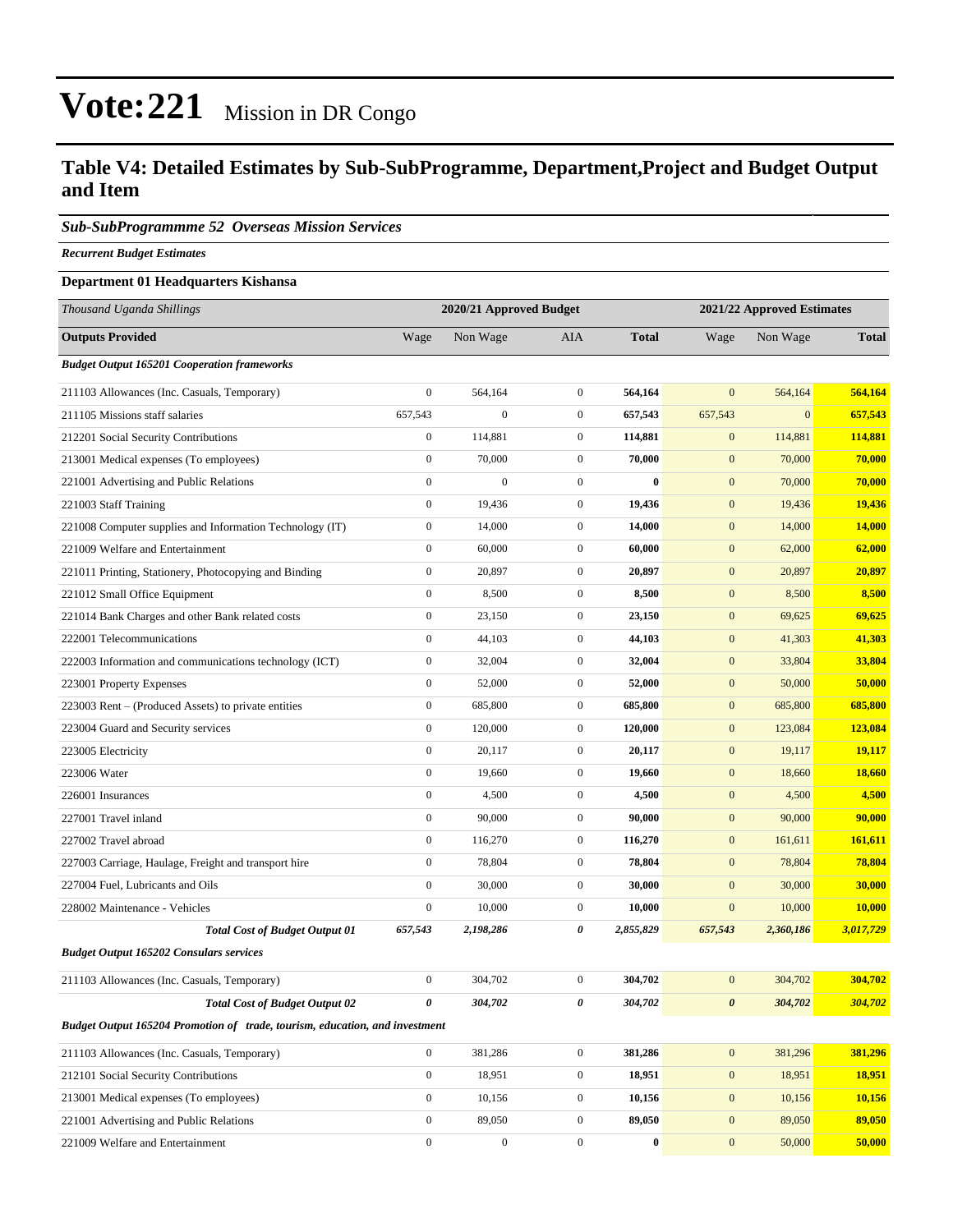# Vote:221 Mission in DR Congo

## Table V4: Detailed Estimates by Sub-SubProgramme, Department,Project and Budget Output and Item

### *Sub-SubProgrammme 52 Overseas Mission Services*

***Recurrent Budget Estimates***

**Department 01 Headquarters Kishansa**

| *Thousand Uganda Shillings* | 2020/21 Approved Budget | | | | 2021/22 Approved Estimates | | |
|---|---|---|---|---|---|---|---|
| **Outputs Provided** | Wage | Non Wage | AIA | **Total** | Wage | Non Wage | **Total** |
| ***Budget Output 165201 Cooperation frameworks*** | | | | | | | |
| 211103 Allowances (Inc. Casuals, Temporary) | 0 | 564,164 | 0 | **564,164** | 0 | 564,164 | **564,164** |
| 211105 Missions staff salaries | 657,543 | 0 | 0 | **657,543** | 657,543 | 0 | **657,543** |
| 212201 Social Security Contributions | 0 | 114,881 | 0 | **114,881** | 0 | 114,881 | **114,881** |
| 213001 Medical expenses (To employees) | 0 | 70,000 | 0 | **70,000** | 0 | 70,000 | **70,000** |
| 221001 Advertising and Public Relations | 0 | 0 | 0 | **0** | 0 | 70,000 | **70,000** |
| 221003 Staff Training | 0 | 19,436 | 0 | **19,436** | 0 | 19,436 | **19,436** |
| 221008 Computer supplies and Information Technology (IT) | 0 | 14,000 | 0 | **14,000** | 0 | 14,000 | **14,000** |
| 221009 Welfare and Entertainment | 0 | 60,000 | 0 | **60,000** | 0 | 62,000 | **62,000** |
| 221011 Printing, Stationery, Photocopying and Binding | 0 | 20,897 | 0 | **20,897** | 0 | 20,897 | **20,897** |
| 221012 Small Office Equipment | 0 | 8,500 | 0 | **8,500** | 0 | 8,500 | **8,500** |
| 221014 Bank Charges and other Bank related costs | 0 | 23,150 | 0 | **23,150** | 0 | 69,625 | **69,625** |
| 222001 Telecommunications | 0 | 44,103 | 0 | **44,103** | 0 | 41,303 | **41,303** |
| 222003 Information and communications technology (ICT) | 0 | 32,004 | 0 | **32,004** | 0 | 33,804 | **33,804** |
| 223001 Property Expenses | 0 | 52,000 | 0 | **52,000** | 0 | 50,000 | **50,000** |
| 223003 Rent – (Produced Assets) to private entities | 0 | 685,800 | 0 | **685,800** | 0 | 685,800 | **685,800** |
| 223004 Guard and Security services | 0 | 120,000 | 0 | **120,000** | 0 | 123,084 | **123,084** |
| 223005 Electricity | 0 | 20,117 | 0 | **20,117** | 0 | 19,117 | **19,117** |
| 223006 Water | 0 | 19,660 | 0 | **19,660** | 0 | 18,660 | **18,660** |
| 226001 Insurances | 0 | 4,500 | 0 | **4,500** | 0 | 4,500 | **4,500** |
| 227001 Travel inland | 0 | 90,000 | 0 | **90,000** | 0 | 90,000 | **90,000** |
| 227002 Travel abroad | 0 | 116,270 | 0 | **116,270** | 0 | 161,611 | **161,611** |
| 227003 Carriage, Haulage, Freight and transport hire | 0 | 78,804 | 0 | **78,804** | 0 | 78,804 | **78,804** |
| 227004 Fuel, Lubricants and Oils | 0 | 30,000 | 0 | **30,000** | 0 | 30,000 | **30,000** |
| 228002 Maintenance - Vehicles | 0 | 10,000 | 0 | **10,000** | 0 | 10,000 | **10,000** |
| ***Total Cost of Budget Output 01*** | ***657,543*** | ***2,198,286*** | ***0*** | ***2,855,829*** | ***657,543*** | ***2,360,186*** | ***3,017,729*** |
| ***Budget Output 165202 Consulars services*** | | | | | | | |
| 211103 Allowances (Inc. Casuals, Temporary) | 0 | 304,702 | 0 | **304,702** | 0 | 304,702 | **304,702** |
| ***Total Cost of Budget Output 02*** | ***0*** | ***304,702*** | ***0*** | ***304,702*** | ***0*** | ***304,702*** | ***304,702*** |
| ***Budget Output 165204 Promotion of trade, tourism, education, and investment*** | | | | | | | |
| 211103 Allowances (Inc. Casuals, Temporary) | 0 | 381,286 | 0 | **381,286** | 0 | 381,296 | **381,296** |
| 212101 Social Security Contributions | 0 | 18,951 | 0 | **18,951** | 0 | 18,951 | **18,951** |
| 213001 Medical expenses (To employees) | 0 | 10,156 | 0 | **10,156** | 0 | 10,156 | **10,156** |
| 221001 Advertising and Public Relations | 0 | 89,050 | 0 | **89,050** | 0 | 89,050 | **89,050** |
| 221009 Welfare and Entertainment | 0 | 0 | 0 | **0** | 0 | 50,000 | **50,000** |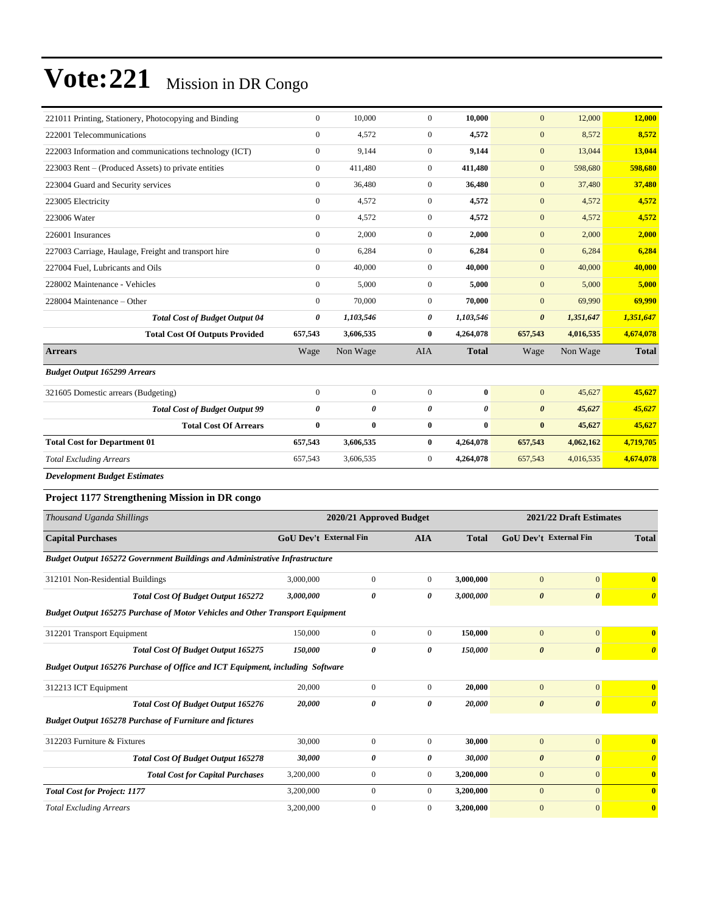# Vote:221 Mission in DR Congo

| | | | | | | | |
|---|---|---|---|---|---|---|---|
| 221011 Printing, Stationery, Photocopying and Binding | 0 | 10,000 | 0 | **10,000** | 0 | 12,000 | **12,000** |
| 222001 Telecommunications | 0 | 4,572 | 0 | **4,572** | 0 | 8,572 | **8,572** |
| 222003 Information and communications technology (ICT) | 0 | 9,144 | 0 | **9,144** | 0 | 13,044 | **13,044** |
| 223003 Rent – (Produced Assets) to private entities | 0 | 411,480 | 0 | **411,480** | 0 | 598,680 | **598,680** |
| 223004 Guard and Security services | 0 | 36,480 | 0 | **36,480** | 0 | 37,480 | **37,480** |
| 223005 Electricity | 0 | 4,572 | 0 | **4,572** | 0 | 4,572 | **4,572** |
| 223006 Water | 0 | 4,572 | 0 | **4,572** | 0 | 4,572 | **4,572** |
| 226001 Insurances | 0 | 2,000 | 0 | **2,000** | 0 | 2,000 | **2,000** |
| 227003 Carriage, Haulage, Freight and transport hire | 0 | 6,284 | 0 | **6,284** | 0 | 6,284 | **6,284** |
| 227004 Fuel, Lubricants and Oils | 0 | 40,000 | 0 | **40,000** | 0 | 40,000 | **40,000** |
| 228002 Maintenance - Vehicles | 0 | 5,000 | 0 | **5,000** | 0 | 5,000 | **5,000** |
| 228004 Maintenance – Other | 0 | 70,000 | 0 | **70,000** | 0 | 69,990 | **69,990** |
| ***Total Cost of Budget Output 04*** | ***0*** | ***1,103,546*** | ***0*** | ***1,103,546*** | ***0*** | ***1,351,647*** | ***1,351,647*** |
| **Total Cost Of Outputs Provided** | **657,543** | **3,606,535** | **0** | **4,264,078** | **657,543** | **4,016,535** | **4,674,078** |
| **Arrears** | Wage | Non Wage | AIA | **Total** | Wage | Non Wage | **Total** |
| ***Budget Output 165299 Arrears*** | | | | | | | |
| 321605 Domestic arrears (Budgeting) | 0 | 0 | 0 | **0** | 0 | 45,627 | **45,627** |
| ***Total Cost of Budget Output 99*** | ***0*** | ***0*** | ***0*** | ***0*** | ***0*** | ***45,627*** | ***45,627*** |
| **Total Cost Of Arrears** | **0** | **0** | **0** | **0** | **0** | **45,627** | **45,627** |
| **Total Cost for Department 01** | **657,543** | **3,606,535** | **0** | **4,264,078** | **657,543** | **4,062,162** | **4,719,705** |
| *Total Excluding Arrears* | 657,543 | 3,606,535 | 0 | **4,264,078** | 657,543 | 4,016,535 | **4,674,078** |

***Development Budget Estimates***

### Project 1177 Strengthening Mission in DR congo

| *Thousand Uganda Shillings* | 2020/21 Approved Budget | | | | 2021/22 Draft Estimates | | |
|---|---|---|---|---|---|---|---|
| **Capital Purchases** | **GoU Dev't** | **External Fin** | **AIA** | **Total** | **GoU Dev't** | **External Fin** | **Total** |
| ***Budget Output 165272 Government Buildings and Administrative Infrastructure*** | | | | | | | |
| 312101 Non-Residential Buildings | 3,000,000 | 0 | 0 | **3,000,000** | 0 | 0 | **0** |
| ***Total Cost Of Budget Output 165272*** | ***3,000,000*** | ***0*** | ***0*** | ***3,000,000*** | ***0*** | ***0*** | ***0*** |
| ***Budget Output 165275 Purchase of Motor Vehicles and Other Transport Equipment*** | | | | | | | |
| 312201 Transport Equipment | 150,000 | 0 | 0 | **150,000** | 0 | 0 | **0** |
| ***Total Cost Of Budget Output 165275*** | ***150,000*** | ***0*** | ***0*** | ***150,000*** | ***0*** | ***0*** | ***0*** |
| ***Budget Output 165276 Purchase of Office and ICT Equipment, including Software*** | | | | | | | |
| 312213 ICT Equipment | 20,000 | 0 | 0 | **20,000** | 0 | 0 | **0** |
| ***Total Cost Of Budget Output 165276*** | ***20,000*** | ***0*** | ***0*** | ***20,000*** | ***0*** | ***0*** | ***0*** |
| ***Budget Output 165278 Purchase of Furniture and fictures*** | | | | | | | |
| 312203 Furniture & Fixtures | 30,000 | 0 | 0 | **30,000** | 0 | 0 | **0** |
| ***Total Cost Of Budget Output 165278*** | ***30,000*** | ***0*** | ***0*** | ***30,000*** | ***0*** | ***0*** | ***0*** |
| ***Total Cost for Capital Purchases*** | 3,200,000 | 0 | 0 | **3,200,000** | 0 | 0 | **0** |
| ***Total Cost for Project: 1177*** | 3,200,000 | 0 | 0 | **3,200,000** | 0 | 0 | **0** |
| *Total Excluding Arrears* | 3,200,000 | 0 | 0 | **3,200,000** | 0 | 0 | **0** |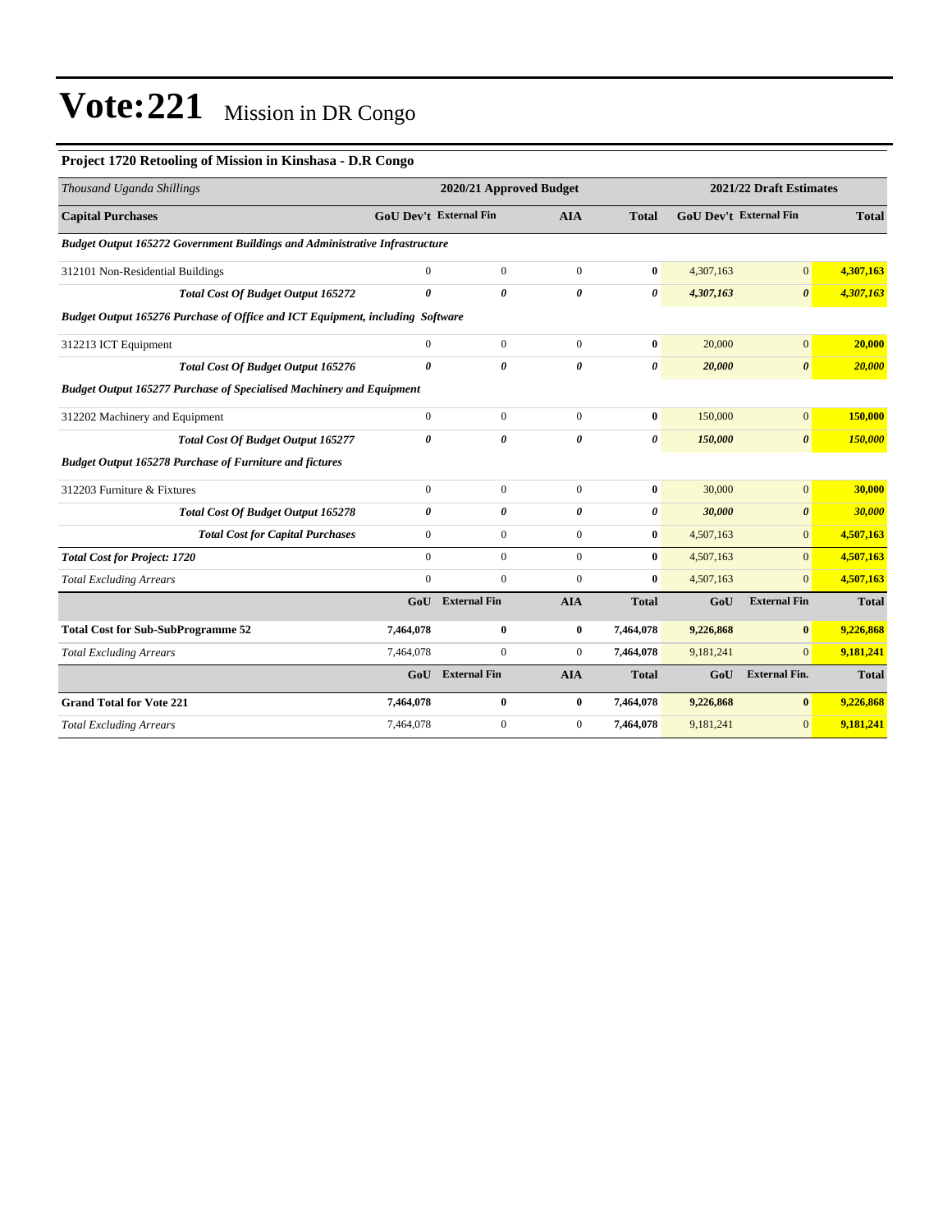# Vote:221 Mission in DR Congo

### Project 1720 Retooling of Mission in Kinshasa - D.R Congo

| *Thousand Uganda Shillings* | 2020/21 Approved Budget | | | | 2021/22 Draft Estimates | | |
|---|---|---|---|---|---|---|---|
| **Capital Purchases** | **GoU Dev't** | **External Fin** | **AIA** | **Total** | **GoU Dev't** | **External Fin** | **Total** |
| ***Budget Output 165272 Government Buildings and Administrative Infrastructure*** | | | | | | | |
| 312101 Non-Residential Buildings | 0 | 0 | 0 | **0** | 4,307,163 | 0 | **4,307,163** |
| ***Total Cost Of Budget Output 165272*** | ***0*** | ***0*** | ***0*** | ***0*** | ***4,307,163*** | ***0*** | ***4,307,163*** |
| ***Budget Output 165276 Purchase of Office and ICT Equipment, including Software*** | | | | | | | |
| 312213 ICT Equipment | 0 | 0 | 0 | **0** | 20,000 | 0 | **20,000** |
| ***Total Cost Of Budget Output 165276*** | ***0*** | ***0*** | ***0*** | ***0*** | ***20,000*** | ***0*** | ***20,000*** |
| ***Budget Output 165277 Purchase of Specialised Machinery and Equipment*** | | | | | | | |
| 312202 Machinery and Equipment | 0 | 0 | 0 | **0** | 150,000 | 0 | **150,000** |
| ***Total Cost Of Budget Output 165277*** | ***0*** | ***0*** | ***0*** | ***0*** | ***150,000*** | ***0*** | ***150,000*** |
| ***Budget Output 165278 Purchase of Furniture and fictures*** | | | | | | | |
| 312203 Furniture & Fixtures | 0 | 0 | 0 | **0** | 30,000 | 0 | **30,000** |
| ***Total Cost Of Budget Output 165278*** | ***0*** | ***0*** | ***0*** | ***0*** | ***30,000*** | ***0*** | ***30,000*** |
| ***Total Cost for Capital Purchases*** | 0 | 0 | 0 | **0** | 4,507,163 | 0 | **4,507,163** |
| ***Total Cost for Project: 1720*** | 0 | 0 | 0 | **0** | 4,507,163 | 0 | **4,507,163** |
| *Total Excluding Arrears* | 0 | 0 | 0 | **0** | 4,507,163 | 0 | **4,507,163** |
| | **GoU** | **External Fin** | **AIA** | **Total** | **GoU** | **External Fin** | **Total** |
| **Total Cost for Sub-SubProgramme 52** | **7,464,078** | **0** | **0** | **7,464,078** | **9,226,868** | **0** | **9,226,868** |
| *Total Excluding Arrears* | 7,464,078 | 0 | 0 | **7,464,078** | 9,181,241 | 0 | **9,181,241** |
| | **GoU** | **External Fin** | **AIA** | **Total** | **GoU** | **External Fin.** | **Total** |
| **Grand Total for Vote 221** | **7,464,078** | **0** | **0** | **7,464,078** | **9,226,868** | **0** | **9,226,868** |
| *Total Excluding Arrears* | 7,464,078 | 0 | 0 | **7,464,078** | 9,181,241 | 0 | **9,181,241** |